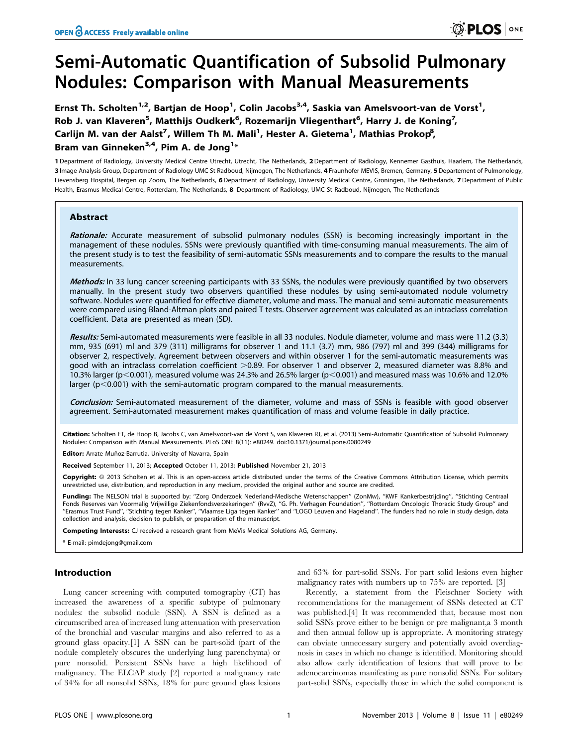# Semi-Automatic Quantification of Subsolid Pulmonary Nodules: Comparison with Manual Measurements

**Ernst Th. Scholten[1,2], Bartjan de Hoop[1], Colin Jacobs[3,4], Saskia van Amelsvoort-van de Vorst[1], Rob J. van Klaveren[5], Matthijs Oudkerk[6], Rozemarijn Vliegenthart[6], Harry J. de Koning[7], Carlijn M. van der Aalst[7], Willem Th M. Mali[1], Hester A. Gietema[1], Mathias Prokop[8], Bram van Ginneken[3,4], Pim A. de Jong[1]***

**1** Department of Radiology, University Medical Centre Utrecht, Utrecht, The Netherlands, **2** Department of Radiology, Kennemer Gasthuis, Haarlem, The Netherlands, **3** Image Analysis Group, Department of Radiology UMC St Radboud, Nijmegen, The Netherlands, **4** Fraunhofer MEVIS, Bremen, Germany, **5** Departement of Pulmonology, Lievensberg Hospital, Bergen op Zoom, The Netherlands, **6** Department of Radiology, University Medical Centre, Groningen, The Netherlands, **7** Department of Public Health, Erasmus Medical Centre, Rotterdam, The Netherlands, **8** Department of Radiology, UMC St Radboud, Nijmegen, The Netherlands

## Abstract

***Rationale:*** Accurate measurement of subsolid pulmonary nodules (SSN) is becoming increasingly important in the management of these nodules. SSNs were previously quantified with time-consuming manual measurements. The aim of the present study is to test the feasibility of semi-automatic SSNs measurements and to compare the results to the manual measurements.

***Methods:*** In 33 lung cancer screening participants with 33 SSNs, the nodules were previously quantified by two observers manually. In the present study two observers quantified these nodules by using semi-automated nodule volumetry software. Nodules were quantified for effective diameter, volume and mass. The manual and semi-automatic measurements were compared using Bland-Altman plots and paired T tests. Observer agreement was calculated as an intraclass correlation coefficient. Data are presented as mean (SD).

***Results:*** Semi-automated measurements were feasible in all 33 nodules. Nodule diameter, volume and mass were 11.2 (3.3) mm, 935 (691) ml and 379 (311) milligrams for observer 1 and 11.1 (3.7) mm, 986 (797) ml and 399 (344) milligrams for observer 2, respectively. Agreement between observers and within observer 1 for the semi-automatic measurements was good with an intraclass correlation coefficient $>0.89$. For observer 1 and observer 2, measured diameter was 8.8% and 10.3% larger ($p<0.001$), measured volume was 24.3% and 26.5% larger ($p<0.001$) and measured mass was 10.6% and 12.0% larger ($p<0.001$) with the semi-automatic program compared to the manual measurements.

***Conclusion:*** Semi-automated measurement of the diameter, volume and mass of SSNs is feasible with good observer agreement. Semi-automated measurement makes quantification of mass and volume feasible in daily practice.

**Citation:** Scholten ET, de Hoop B, Jacobs C, van Amelsvoort-van de Vorst S, van Klaveren RJ, et al. (2013) Semi-Automatic Quantification of Subsolid Pulmonary Nodules: Comparison with Manual Measurements. PLoS ONE 8(11): e80249. doi:10.1371/journal.pone.0080249

**Editor:** Arrate Muñoz-Barrutia, University of Navarra, Spain

**Received** September 11, 2013; **Accepted** October 11, 2013; **Published** November 21, 2013

**Copyright:** © 2013 Scholten et al. This is an open-access article distributed under the terms of the Creative Commons Attribution License, which permits unrestricted use, distribution, and reproduction in any medium, provided the original author and source are credited.

**Funding:** The NELSON trial is supported by: "Zorg Onderzoek Nederland-Medische Wetenschappen" (ZonMw), "KWF Kankerbestrijding", "Stichting Centraal Fonds Reserves van Voormalig Vrijwillige Ziekenfondsverzekeringen" (RvvZ), "G. Ph. Verhagen Foundation", "Rotterdam Oncologic Thoracic Study Group" and "Erasmus Trust Fund", "Stichting tegen Kanker", "Vlaamse Liga tegen Kanker" and "LOGO Leuven and Hageland". The funders had no role in study design, data collection and analysis, decision to publish, or preparation of the manuscript.

**Competing Interests:** CJ received a research grant from MeVis Medical Solutions AG, Germany.

\* E-mail: pimdejong@gmail.com

## Introduction

Lung cancer screening with computed tomography (CT) has increased the awareness of a specific subtype of pulmonary nodules: the subsolid nodule (SSN). A SSN is defined as a circumscribed area of increased lung attenuation with preservation of the bronchial and vascular margins and also referred to as a ground glass opacity.[1] A SSN can be part-solid (part of the nodule completely obscures the underlying lung parenchyma) or pure nonsolid. Persistent SSNs have a high likelihood of malignancy. The ELCAP study [2] reported a malignancy rate of 34% for all nonsolid SSNs, 18% for pure ground glass lesions and 63% for part-solid SSNs. For part solid lesions even higher malignancy rates with numbers up to 75% are reported. [3]

Recently, a statement from the Fleischner Society with recommendations for the management of SSNs detected at CT was published.[4] It was recommended that, because most non solid SSNs prove either to be benign or pre malignant,a 3 month and then annual follow up is appropriate. A monitoring strategy can obviate unnecessary surgery and potentially avoid overdiagnosis in cases in which no change is identified. Monitoring should also allow early identification of lesions that will prove to be adenocarcinomas manifesting as pure nonsolid SSNs. For solitary part-solid SSNs, especially those in which the solid component is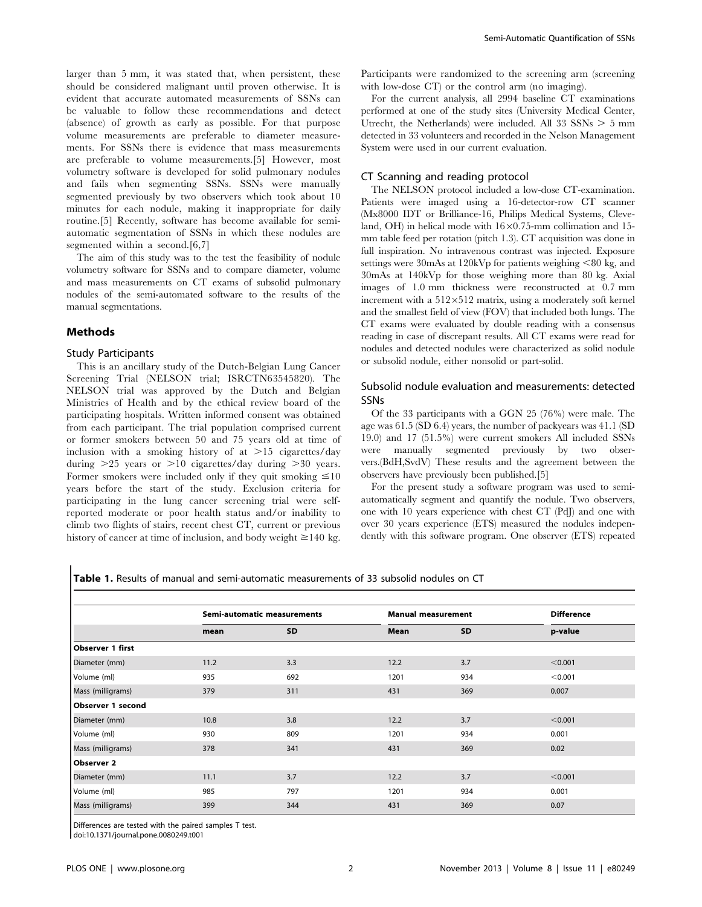larger than 5 mm, it was stated that, when persistent, these should be considered malignant until proven otherwise. It is evident that accurate automated measurements of SSNs can be valuable to follow these recommendations and detect (absence) of growth as early as possible. For that purpose volume measurements are preferable to diameter measurements. For SSNs there is evidence that mass measurements are preferable to volume measurements.[5] However, most volumetry software is developed for solid pulmonary nodules and fails when segmenting SSNs. SSNs were manually segmented previously by two observers which took about 10 minutes for each nodule, making it inappropriate for daily routine.[5] Recently, software has become available for semi-automatic segmentation of SSNs in which these nodules are segmented within a second.[6,7]

The aim of this study was to the test the feasibility of nodule volumetry software for SSNs and to compare diameter, volume and mass measurements on CT exams of subsolid pulmonary nodules of the semi-automated software to the results of the manual segmentations.

## Methods

### Study Participants

This is an ancillary study of the Dutch-Belgian Lung Cancer Screening Trial (NELSON trial; ISRCTN63545820). The NELSON trial was approved by the Dutch and Belgian Ministries of Health and by the ethical review board of the participating hospitals. Written informed consent was obtained from each participant. The trial population comprised current or former smokers between 50 and 75 years old at time of inclusion with a smoking history of at $>15$ cigarettes/day during $>25$ years or $>10$ cigarettes/day during $>30$ years. Former smokers were included only if they quit smoking $\leq 10$ years before the start of the study. Exclusion criteria for participating in the lung cancer screening trial were self-reported moderate or poor health status and/or inability to climb two flights of stairs, recent chest CT, current or previous history of cancer at time of inclusion, and body weight $\geq 140$ kg. Participants were randomized to the screening arm (screening with low-dose CT) or the control arm (no imaging).

For the current analysis, all 2994 baseline CT examinations performed at one of the study sites (University Medical Center, Utrecht, the Netherlands) were included. All 33 SSNs $>$ 5 mm detected in 33 volunteers and recorded in the Nelson Management System were used in our current evaluation.

### CT Scanning and reading protocol

The NELSON protocol included a low-dose CT-examination. Patients were imaged using a 16-detector-row CT scanner (Mx8000 IDT or Brilliance-16, Philips Medical Systems, Cleveland, OH) in helical mode with $16\times0.75$-mm collimation and 15-mm table feed per rotation (pitch 1.3). CT acquisition was done in full inspiration. No intravenous contrast was injected. Exposure settings were 30mAs at 120kVp for patients weighing $<80$ kg, and 30mAs at 140kVp for those weighing more than 80 kg. Axial images of 1.0 mm thickness were reconstructed at 0.7 mm increment with a $512\times512$ matrix, using a moderately soft kernel and the smallest field of view (FOV) that included both lungs. The CT exams were evaluated by double reading with a consensus reading in case of discrepant results. All CT exams were read for nodules and detected nodules were characterized as solid nodule or subsolid nodule, either nonsolid or part-solid.

### Subsolid nodule evaluation and measurements: detected SSNs

Of the 33 participants with a GGN 25 (76%) were male. The age was 61.5 (SD 6.4) years, the number of packyears was 41.1 (SD 19.0) and 17 (51.5%) were current smokers All included SSNs were manually segmented previously by two observers.(BdH,SvdV) These results and the agreement between the observers have previously been published.[5]

For the present study a software program was used to semi-automatically segment and quantify the nodule. Two observers, one with 10 years experience with chest CT (PdJ) and one with over 30 years experience (ETS) measured the nodules independently with this software program. One observer (ETS) repeated

**Table 1.** Results of manual and semi-automatic measurements of 33 subsolid nodules on CT

| | Semi-automatic measurements | | Manual measurement | | Difference |
|---|---|---|---|---|---|
| | mean | SD | Mean | SD | p-value |
| **Observer 1 first** | | | | | |
| Diameter (mm) | 11.2 | 3.3 | 12.2 | 3.7 | <0.001 |
| Volume (ml) | 935 | 692 | 1201 | 934 | <0.001 |
| Mass (milligrams) | 379 | 311 | 431 | 369 | 0.007 |
| **Observer 1 second** | | | | | |
| Diameter (mm) | 10.8 | 3.8 | 12.2 | 3.7 | <0.001 |
| Volume (ml) | 930 | 809 | 1201 | 934 | 0.001 |
| Mass (milligrams) | 378 | 341 | 431 | 369 | 0.02 |
| **Observer 2** | | | | | |
| Diameter (mm) | 11.1 | 3.7 | 12.2 | 3.7 | <0.001 |
| Volume (ml) | 985 | 797 | 1201 | 934 | 0.001 |
| Mass (milligrams) | 399 | 344 | 431 | 369 | 0.07 |

Differences are tested with the paired samples T test.

doi:10.1371/journal.pone.0080249.t001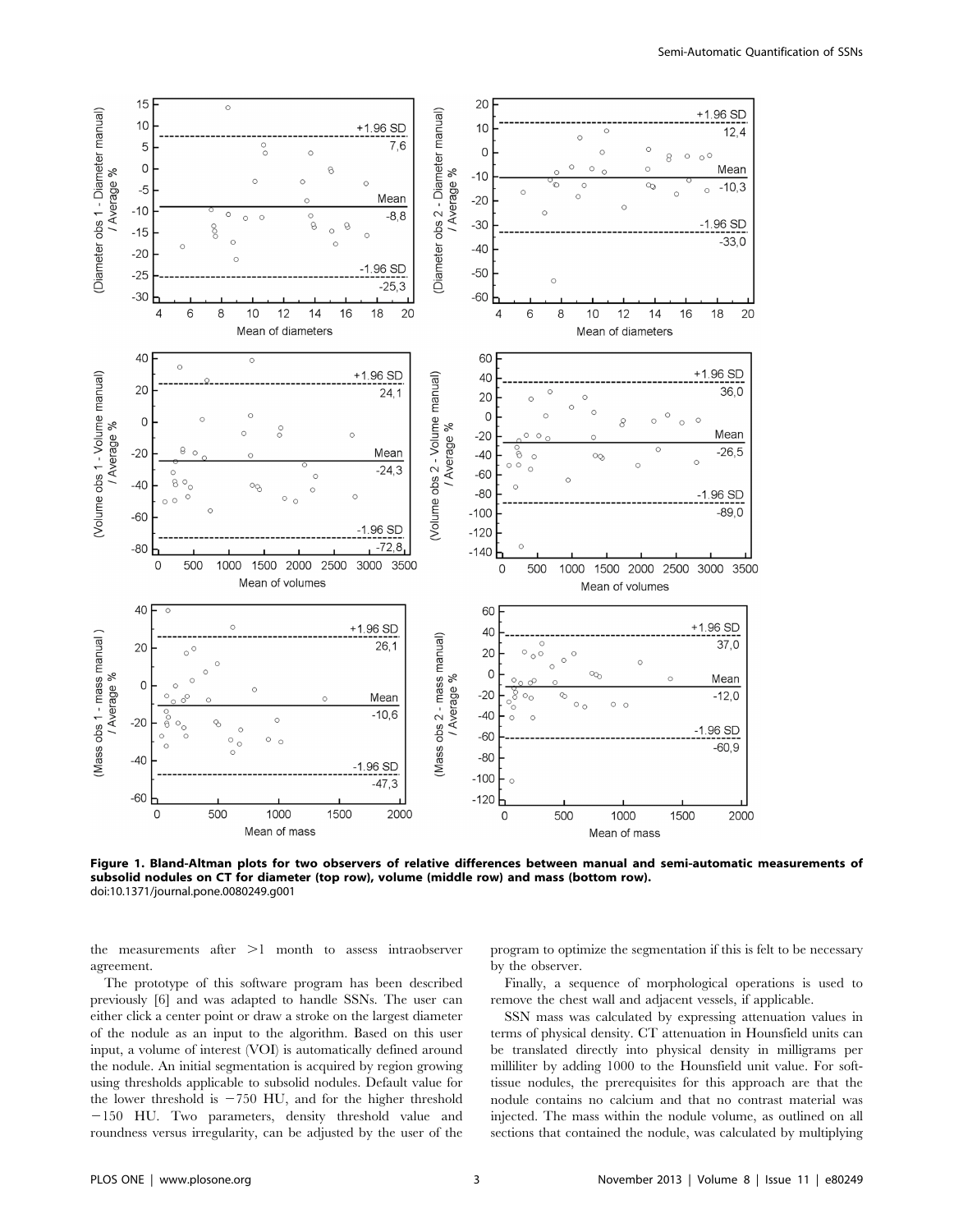**Figure 1. Bland-Altman plots for two observers of relative differences between manual and semi-automatic measurements of subsolid nodules on CT for diameter (top row), volume (middle row) and mass (bottom row).**
doi:10.1371/journal.pone.0080249.g001

the measurements after >1 month to assess intraobserver agreement.

The prototype of this software program has been described previously [6] and was adapted to handle SSNs. The user can either click a center point or draw a stroke on the largest diameter of the nodule as an input to the algorithm. Based on this user input, a volume of interest (VOI) is automatically defined around the nodule. An initial segmentation is acquired by region growing using thresholds applicable to subsolid nodules. Default value for the lower threshold is −750 HU, and for the higher threshold −150 HU. Two parameters, density threshold value and roundness versus irregularity, can be adjusted by the user of the program to optimize the segmentation if this is felt to be necessary by the observer.

Finally, a sequence of morphological operations is used to remove the chest wall and adjacent vessels, if applicable.

SSN mass was calculated by expressing attenuation values in terms of physical density. CT attenuation in Hounsfield units can be translated directly into physical density in milligrams per milliliter by adding 1000 to the Hounsfield unit value. For soft-tissue nodules, the prerequisites for this approach are that the nodule contains no calcium and that no contrast material was injected. The mass within the nodule volume, as outlined on all sections that contained the nodule, was calculated by multiplying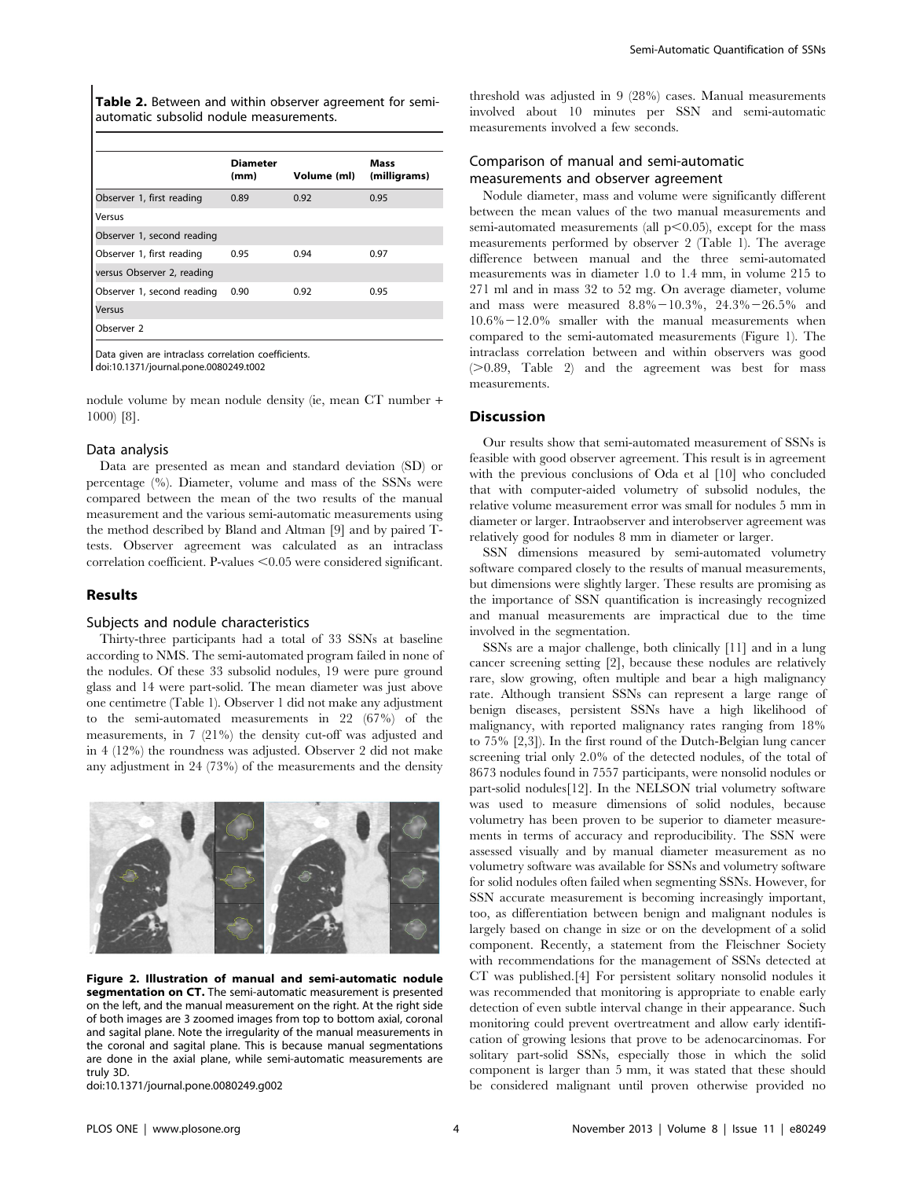**Table 2.** Between and within observer agreement for semi-automatic subsolid nodule measurements.

| | Diameter (mm) | Volume (ml) | Mass (milligrams) |
|---|---|---|---|
| Observer 1, first reading | 0.89 | 0.92 | 0.95 |
| Versus | | | |
| Observer 1, second reading | | | |
| Observer 1, first reading | 0.95 | 0.94 | 0.97 |
| versus Observer 2, reading | | | |
| Observer 1, second reading | 0.90 | 0.92 | 0.95 |
| Versus | | | |
| Observer 2 | | | |

Data given are intraclass correlation coefficients.
doi:10.1371/journal.pone.0080249.t002

nodule volume by mean nodule density (ie, mean CT number + 1000) [8].

### Data analysis

Data are presented as mean and standard deviation (SD) or percentage (%). Diameter, volume and mass of the SSNs were compared between the mean of the two results of the manual measurement and the various semi-automatic measurements using the method described by Bland and Altman [9] and by paired T-tests. Observer agreement was calculated as an intraclass correlation coefficient. P-values $<0.05$ were considered significant.

## Results

### Subjects and nodule characteristics

Thirty-three participants had a total of 33 SSNs at baseline according to NMS. The semi-automated program failed in none of the nodules. Of these 33 subsolid nodules, 19 were pure ground glass and 14 were part-solid. The mean diameter was just above one centimetre (Table 1). Observer 1 did not make any adjustment to the semi-automated measurements in 22 (67%) of the measurements, in 7 (21%) the density cut-off was adjusted and in 4 (12%) the roundness was adjusted. Observer 2 did not make any adjustment in 24 (73%) of the measurements and the density threshold was adjusted in 9 (28%) cases. Manual measurements involved about 10 minutes per SSN and semi-automatic measurements involved a few seconds.

**Figure 2. Illustration of manual and semi-automatic nodule segmentation on CT.** The semi-automatic measurement is presented on the left, and the manual measurement on the right. At the right side of both images are 3 zoomed images from top to bottom axial, coronal and sagital plane. Note the irregularity of the manual measurements in the coronal and sagital plane. This is because manual segmentations are done in the axial plane, while semi-automatic measurements are truly 3D.
doi:10.1371/journal.pone.0080249.g002

### Comparison of manual and semi-automatic measurements and observer agreement

Nodule diameter, mass and volume were significantly different between the mean values of the two manual measurements and semi-automated measurements (all $p<0.05$), except for the mass measurements performed by observer 2 (Table 1). The average difference between manual and the three semi-automated measurements was in diameter 1.0 to 1.4 mm, in volume 215 to 271 ml and in mass 32 to 52 mg. On average diameter, volume and mass were measured 8.8%−10.3%, 24.3%−26.5% and 10.6%−12.0% smaller with the manual measurements when compared to the semi-automated measurements (Figure 1). The intraclass correlation between and within observers was good (>0.89, Table 2) and the agreement was best for mass measurements.

## Discussion

Our results show that semi-automated measurement of SSNs is feasible with good observer agreement. This result is in agreement with the previous conclusions of Oda et al [10] who concluded that with computer-aided volumetry of subsolid nodules, the relative volume measurement error was small for nodules 5 mm in diameter or larger. Intraobserver and interobserver agreement was relatively good for nodules 8 mm in diameter or larger.

SSN dimensions measured by semi-automated volumetry software compared closely to the results of manual measurements, but dimensions were slightly larger. These results are promising as the importance of SSN quantification is increasingly recognized and manual measurements are impractical due to the time involved in the segmentation.

SSNs are a major challenge, both clinically [11] and in a lung cancer screening setting [2], because these nodules are relatively rare, slow growing, often multiple and bear a high malignancy rate. Although transient SSNs can represent a large range of benign diseases, persistent SSNs have a high likelihood of malignancy, with reported malignancy rates ranging from 18% to 75% [2,3]). In the first round of the Dutch-Belgian lung cancer screening trial only 2.0% of the detected nodules, of the total of 8673 nodules found in 7557 participants, were nonsolid nodules or part-solid nodules[12]. In the NELSON trial volumetry software was used to measure dimensions of solid nodules, because volumetry has been proven to be superior to diameter measurements in terms of accuracy and reproducibility. The SSN were assessed visually and by manual diameter measurement as no volumetry software was available for SSNs and volumetry software for solid nodules often failed when segmenting SSNs. However, for SSN accurate measurement is becoming increasingly important, too, as differentiation between benign and malignant nodules is largely based on change in size or on the development of a solid component. Recently, a statement from the Fleischner Society with recommendations for the management of SSNs detected at CT was published.[4] For persistent solitary nonsolid nodules it was recommended that monitoring is appropriate to enable early detection of even subtle interval change in their appearance. Such monitoring could prevent overtreatment and allow early identification of growing lesions that prove to be adenocarcinomas. For solitary part-solid SSNs, especially those in which the solid component is larger than 5 mm, it was stated that these should be considered malignant until proven otherwise provided no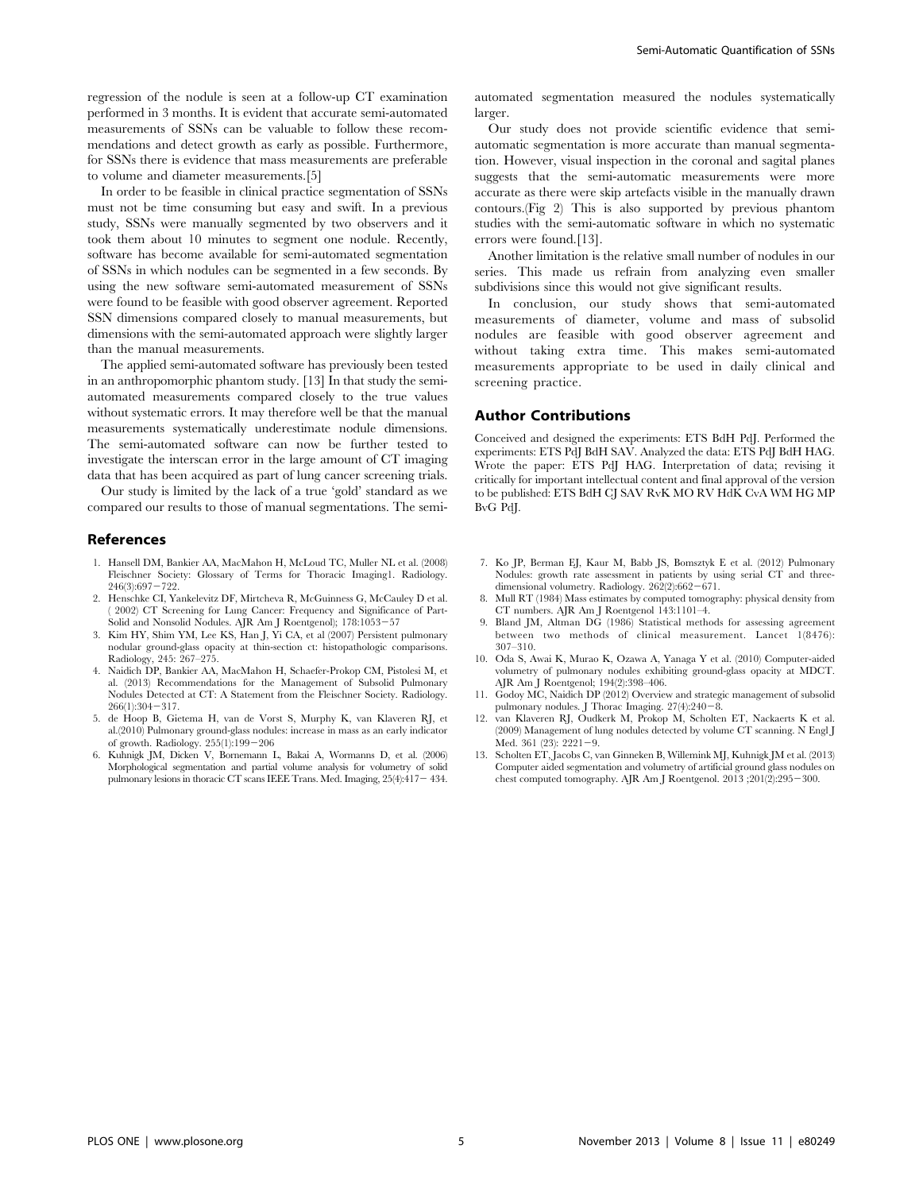regression of the nodule is seen at a follow-up CT examination performed in 3 months. It is evident that accurate semi-automated measurements of SSNs can be valuable to follow these recommendations and detect growth as early as possible. Furthermore, for SSNs there is evidence that mass measurements are preferable to volume and diameter measurements.[5]

In order to be feasible in clinical practice segmentation of SSNs must not be time consuming but easy and swift. In a previous study, SSNs were manually segmented by two observers and it took them about 10 minutes to segment one nodule. Recently, software has become available for semi-automated segmentation of SSNs in which nodules can be segmented in a few seconds. By using the new software semi-automated measurement of SSNs were found to be feasible with good observer agreement. Reported SSN dimensions compared closely to manual measurements, but dimensions with the semi-automated approach were slightly larger than the manual measurements.

The applied semi-automated software has previously been tested in an anthropomorphic phantom study. [13] In that study the semi-automated measurements compared closely to the true values without systematic errors. It may therefore well be that the manual measurements systematically underestimate nodule dimensions. The semi-automated software can now be further tested to investigate the interscan error in the large amount of CT imaging data that has been acquired as part of lung cancer screening trials.

Our study is limited by the lack of a true 'gold' standard as we compared our results to those of manual segmentations. The semi-automated segmentation measured the nodules systematically larger.

Our study does not provide scientific evidence that semi-automatic segmentation is more accurate than manual segmentation. However, visual inspection in the coronal and sagital planes suggests that the semi-automatic measurements were more accurate as there were skip artefacts visible in the manually drawn contours.(Fig 2) This is also supported by previous phantom studies with the semi-automatic software in which no systematic errors were found.[13].

Another limitation is the relative small number of nodules in our series. This made us refrain from analyzing even smaller subdivisions since this would not give significant results.

In conclusion, our study shows that semi-automated measurements of diameter, volume and mass of subsolid nodules are feasible with good observer agreement and without taking extra time. This makes semi-automated measurements appropriate to be used in daily clinical and screening practice.

## Author Contributions

Conceived and designed the experiments: ETS BdH PdJ. Performed the experiments: ETS PdJ BdH SAV. Analyzed the data: ETS PdJ BdH HAG. Wrote the paper: ETS PdJ HAG. Interpretation of data; revising it critically for important intellectual content and final approval of the version to be published: ETS BdH CJ SAV RvK MO RV HdK CvA WM HG MP BvG PdJ.

## References

1. Hansell DM, Bankier AA, MacMahon H, McLoud TC, Muller NL et al. (2008) Fleischner Society: Glossary of Terms for Thoracic Imaging1. Radiology. 246(3):697–722.
2. Henschke CI, Yankelevitz DF, Mirtcheva R, McGuinness G, McCauley D et al. ( 2002) CT Screening for Lung Cancer: Frequency and Significance of Part-Solid and Nonsolid Nodules. AJR Am J Roentgenol); 178:1053–57
3. Kim HY, Shim YM, Lee KS, Han J, Yi CA, et al (2007) Persistent pulmonary nodular ground-glass opacity at thin-section ct: histopathologic comparisons. Radiology, 245: 267–275.
4. Naidich DP, Bankier AA, MacMahon H, Schaefer-Prokop CM, Pistolesi M, et al. (2013) Recommendations for the Management of Subsolid Pulmonary Nodules Detected at CT: A Statement from the Fleischner Society. Radiology. 266(1):304–317.
5. de Hoop B, Gietema H, van de Vorst S, Murphy K, van Klaveren RJ, et al.(2010) Pulmonary ground-glass nodules: increase in mass as an early indicator of growth. Radiology. 255(1):199–206
6. Kuhnigk JM, Dicken V, Bornemann L, Bakai A, Wormanns D, et al. (2006) Morphological segmentation and partial volume analysis for volumetry of solid pulmonary lesions in thoracic CT scans IEEE Trans. Med. Imaging, 25(4):417– 434.
7. Ko JP, Berman EJ, Kaur M, Babb JS, Bomsztyk E et al. (2012) Pulmonary Nodules: growth rate assessment in patients by using serial CT and three-dimensional volumetry. Radiology. 262(2):662–671.
8. Mull RT (1984) Mass estimates by computed tomography: physical density from CT numbers. AJR Am J Roentgenol 143:1101–4.
9. Bland JM, Altman DG (1986) Statistical methods for assessing agreement between two methods of clinical measurement. Lancet 1(8476): 307–310.
10. Oda S, Awai K, Murao K, Ozawa A, Yanaga Y et al. (2010) Computer-aided volumetry of pulmonary nodules exhibiting ground-glass opacity at MDCT. AJR Am J Roentgenol; 194(2):398–406.
11. Godoy MC, Naidich DP (2012) Overview and strategic management of subsolid pulmonary nodules. J Thorac Imaging. 27(4):240–8.
12. van Klaveren RJ, Oudkerk M, Prokop M, Scholten ET, Nackaerts K et al. (2009) Management of lung nodules detected by volume CT scanning. N Engl J Med. 361 (23): 2221–9.
13. Scholten ET, Jacobs C, van Ginneken B, Willemink MJ, Kuhnigk JM et al. (2013) Computer aided segmentation and volumetry of artificial ground glass nodules on chest computed tomography. AJR Am J Roentgenol. 2013 ;201(2):295–300.